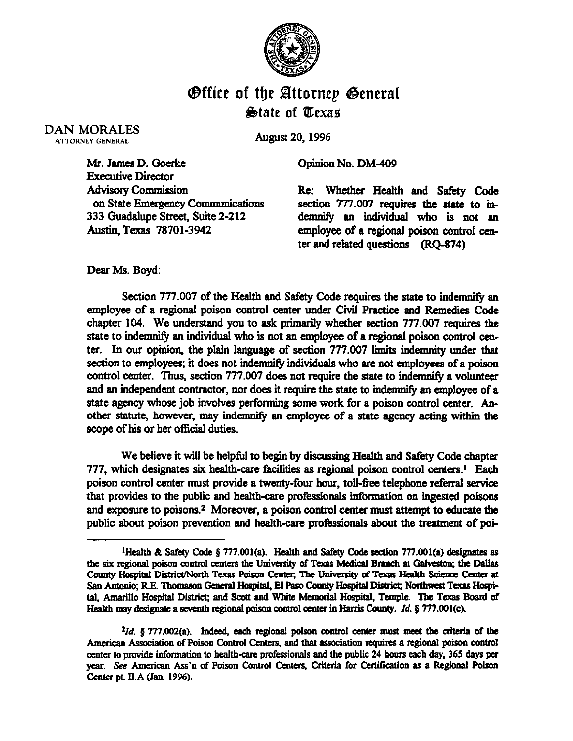# Office of the Attorney General
## State of Texas

DAN MORALES
ATTORNEY GENERAL

August 20, 1996

Mr. James D. Goerke
Executive Director
Advisory Commission
on State Emergency Communications
333 Guadalupe Street, Suite 2-212
Austin, Texas 78701-3942

Opinion No. DM-409

Re: Whether Health and Safety Code section 777.007 requires the state to indemnify an individual who is not an employee of a regional poison control center and related questions (RQ-874)

Dear Ms. Boyd:

Section 777.007 of the Health and Safety Code requires the state to indemnify an employee of a regional poison control center under Civil Practice and Remedies Code chapter 104. We understand you to ask primarily whether section 777.007 requires the state to indemnify an individual who is not an employee of a regional poison control center. In our opinion, the plain language of section 777.007 limits indemnity under that section to employees; it does not indemnify individuals who are not employees of a poison control center. Thus, section 777.007 does not require the state to indemnify a volunteer and an independent contractor, nor does it require the state to indemnify an employee of a state agency whose job involves performing some work for a poison control center. Another statute, however, may indemnify an employee of a state agency acting within the scope of his or her official duties.

We believe it will be helpful to begin by discussing Health and Safety Code chapter 777, which designates six health-care facilities as regional poison control centers.[1] Each poison control center must provide a twenty-four hour, toll-free telephone referral service that provides to the public and health-care professionals information on ingested poisons and exposure to poisons.[2] Moreover, a poison control center must attempt to educate the public about poison prevention and health-care professionals about the treatment of poi-

---

[1]Health & Safety Code § 777.001(a). Health and Safety Code section 777.001(a) designates as the six regional poison control centers the University of Texas Medical Branch at Galveston; the Dallas County Hospital District/North Texas Poison Center; The University of Texas Health Science Center at San Antonio; R.E. Thomason General Hospital, El Paso County Hospital District; Northwest Texas Hospital, Amarillo Hospital District; and Scott and White Memorial Hospital, Temple. The Texas Board of Health may designate a seventh regional poison control center in Harris County. *Id.* § 777.001(c).

[2]*Id.* § 777.002(a). Indeed, each regional poison control center must meet the criteria of the American Association of Poison Control Centers, and that association requires a regional poison control center to provide information to health-care professionals and the public 24 hours each day, 365 days per year. *See* American Ass'n of Poison Control Centers, Criteria for Certification as a Regional Poison Center pt. II.A (Jan. 1996).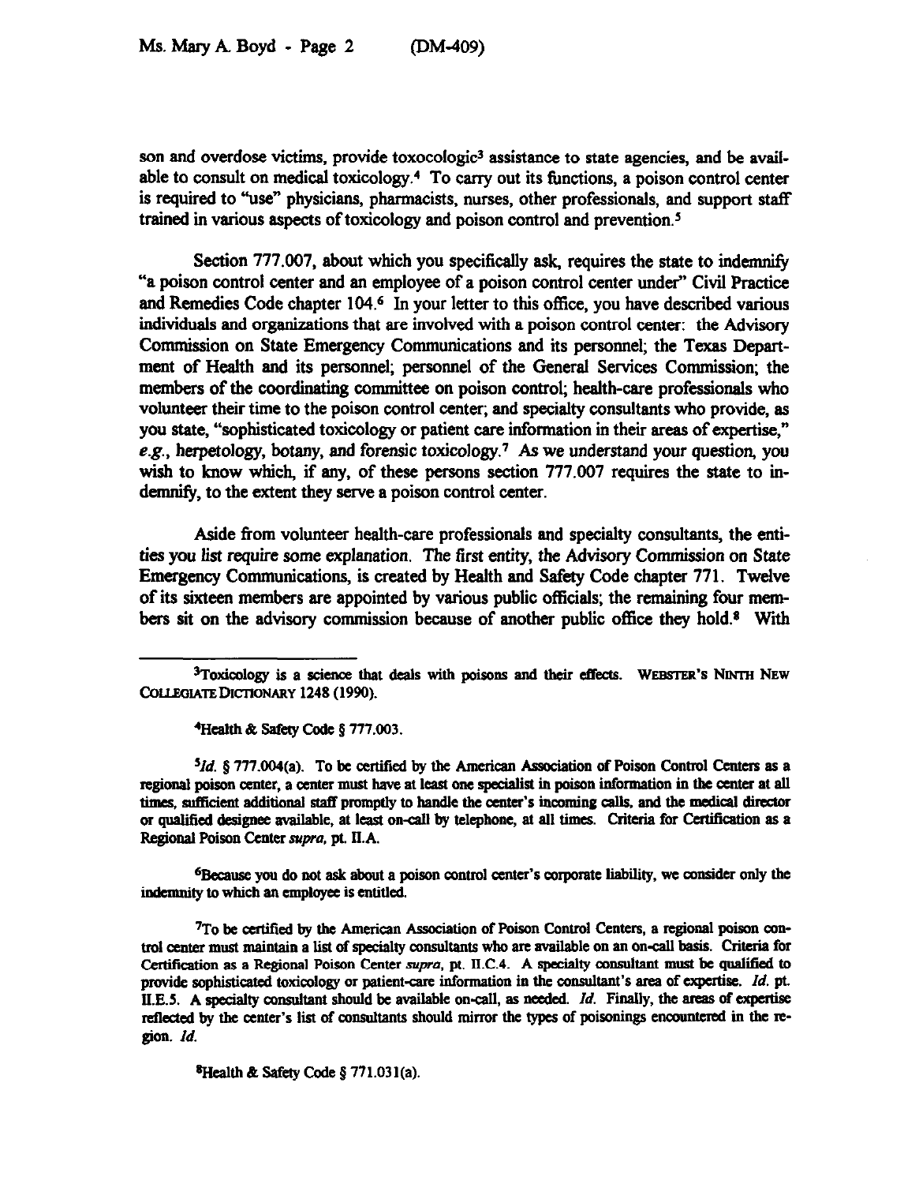son and overdose victims, provide toxocologic[3] assistance to state agencies, and be available to consult on medical toxicology.[4] To carry out its functions, a poison control center is required to "use" physicians, pharmacists, nurses, other professionals, and support staff trained in various aspects of toxicology and poison control and prevention.[5]

Section 777.007, about which you specifically ask, requires the state to indemnify "a poison control center and an employee of a poison control center under" Civil Practice and Remedies Code chapter 104.[6] In your letter to this office, you have described various individuals and organizations that are involved with a poison control center: the Advisory Commission on State Emergency Communications and its personnel; the Texas Department of Health and its personnel; personnel of the General Services Commission; the members of the coordinating committee on poison control; health-care professionals who volunteer their time to the poison control center; and specialty consultants who provide, as you state, "sophisticated toxicology or patient care information in their areas of expertise," *e.g.*, herpetology, botany, and forensic toxicology.[7] As we understand your question, you wish to know which, if any, of these persons section 777.007 requires the state to indemnify, to the extent they serve a poison control center.

Aside from volunteer health-care professionals and specialty consultants, the entities you list require some explanation. The first entity, the Advisory Commission on State Emergency Communications, is created by Health and Safety Code chapter 771. Twelve of its sixteen members are appointed by various public officials; the remaining four members sit on the advisory commission because of another public office they hold.[8] With

---

[3]Toxicology is a science that deals with poisons and their effects. WEBSTER'S NINTH NEW COLLEGIATE DICTIONARY 1248 (1990).

[4]Health & Safety Code § 777.003.

[5]*Id.* § 777.004(a). To be certified by the American Association of Poison Control Centers as a regional poison center, a center must have at least one specialist in poison information in the center at all times, sufficient additional staff promptly to handle the center's incoming calls, and the medical director or qualified designee available, at least on-call by telephone, at all times. Criteria for Certification as a Regional Poison Center *supra*, pt. II.A.

[6]Because you do not ask about a poison control center's corporate liability, we consider only the indemnity to which an employee is entitled.

[7]To be certified by the American Association of Poison Control Centers, a regional poison control center must maintain a list of specialty consultants who are available on an on-call basis. Criteria for Certification as a Regional Poison Center *supra*, pt. II.C.4. A specialty consultant must be qualified to provide sophisticated toxicology or patient-care information in the consultant's area of expertise. *Id.* pt. II.E.5. A specialty consultant should be available on-call, as needed. *Id.* Finally, the areas of expertise reflected by the center's list of consultants should mirror the types of poisonings encountered in the region. *Id.*

[8]Health & Safety Code § 771.031(a).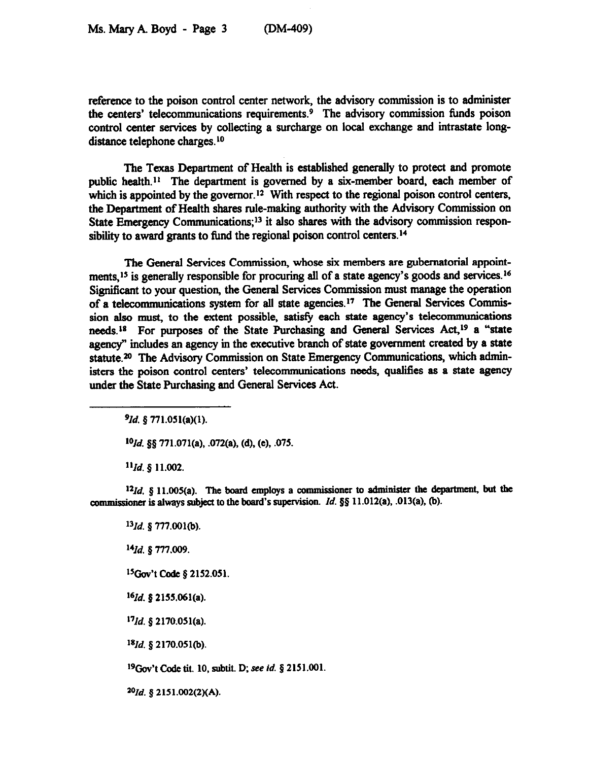reference to the poison control center network, the advisory commission is to administer the centers' telecommunications requirements.[9] The advisory commission funds poison control center services by collecting a surcharge on local exchange and intrastate long-distance telephone charges.[10]

The Texas Department of Health is established generally to protect and promote public health.[11] The department is governed by a six-member board, each member of which is appointed by the governor.[12] With respect to the regional poison control centers, the Department of Health shares rule-making authority with the Advisory Commission on State Emergency Communications;[13] it also shares with the advisory commission responsibility to award grants to fund the regional poison control centers.[14]

The General Services Commission, whose six members are gubernatorial appointments,[15] is generally responsible for procuring all of a state agency's goods and services.[16] Significant to your question, the General Services Commission must manage the operation of a telecommunications system for all state agencies.[17] The General Services Commission also must, to the extent possible, satisfy each state agency's telecommunications needs.[18] For purposes of the State Purchasing and General Services Act,[19] a "state agency" includes an agency in the executive branch of state government created by a state statute.[20] The Advisory Commission on State Emergency Communications, which administers the poison control centers' telecommunications needs, qualifies as a state agency under the State Purchasing and General Services Act.

---

[9] *Id.* § 771.051(a)(1).

[10] *Id.* §§ 771.071(a), .072(a), (d), (e), .075.

[11] *Id.* § 11.002.

[12] *Id.* § 11.005(a). The board employs a commissioner to administer the department, but the commissioner is always subject to the board's supervision. *Id.* §§ 11.012(a), .013(a), (b).

[13] *Id.* § 777.001(b).

[14] *Id.* § 777.009.

[15] Gov't Code § 2152.051.

[16] *Id.* § 2155.061(a).

[17] *Id.* § 2170.051(a).

[18] *Id.* § 2170.051(b).

[19] Gov't Code tit. 10, subtit. D; *see id.* § 2151.001.

[20] *Id.* § 2151.002(2)(A).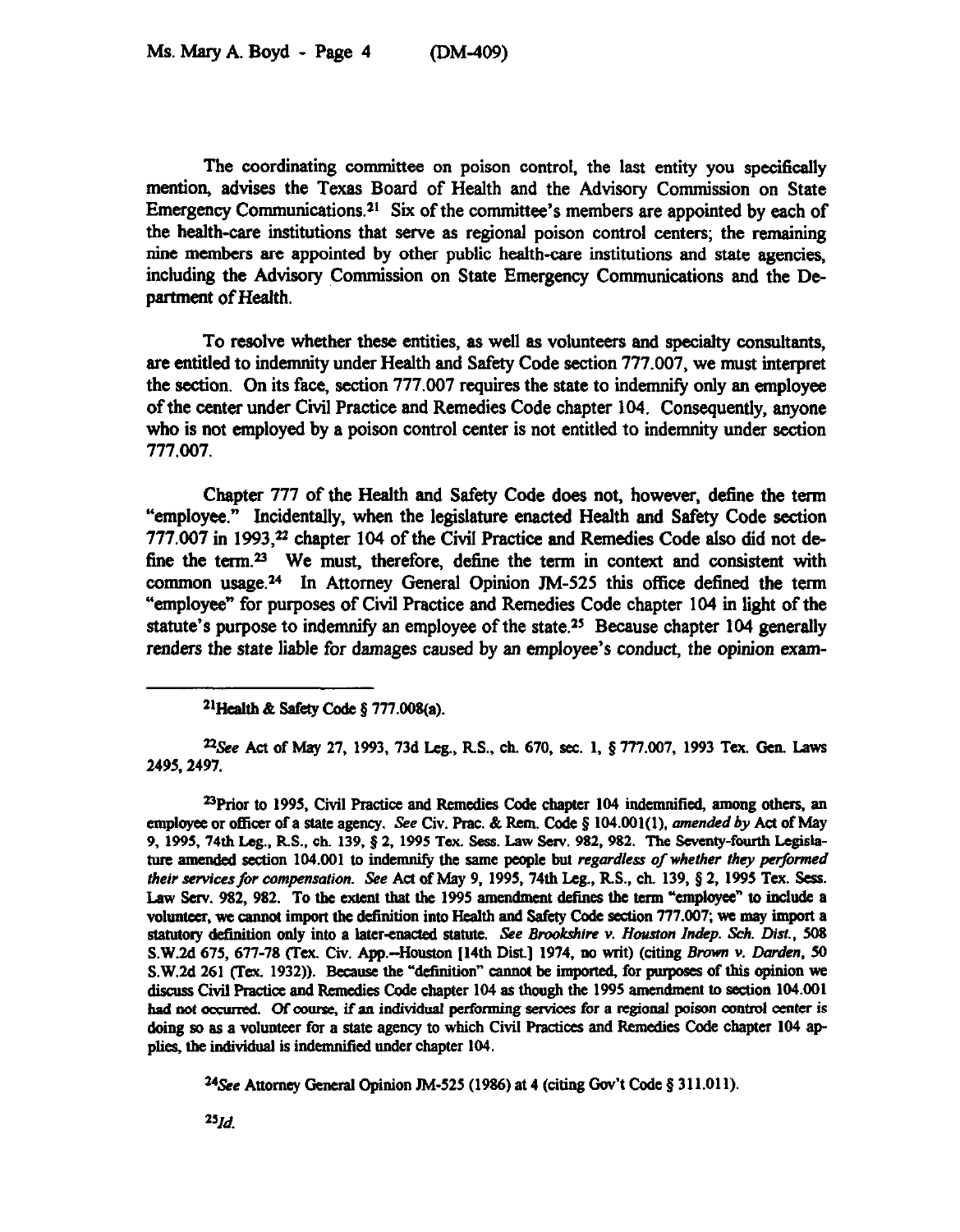The coordinating committee on poison control, the last entity you specifically mention, advises the Texas Board of Health and the Advisory Commission on State Emergency Communications.[21] Six of the committee's members are appointed by each of the health-care institutions that serve as regional poison control centers; the remaining nine members are appointed by other public health-care institutions and state agencies, including the Advisory Commission on State Emergency Communications and the Department of Health.

To resolve whether these entities, as well as volunteers and specialty consultants, are entitled to indemnity under Health and Safety Code section 777.007, we must interpret the section. On its face, section 777.007 requires the state to indemnify only an employee of the center under Civil Practice and Remedies Code chapter 104. Consequently, anyone who is not employed by a poison control center is not entitled to indemnity under section 777.007.

Chapter 777 of the Health and Safety Code does not, however, define the term "employee." Incidentally, when the legislature enacted Health and Safety Code section 777.007 in 1993,[22] chapter 104 of the Civil Practice and Remedies Code also did not define the term.[23] We must, therefore, define the term in context and consistent with common usage.[24] In Attorney General Opinion JM-525 this office defined the term "employee" for purposes of Civil Practice and Remedies Code chapter 104 in light of the statute's purpose to indemnify an employee of the state.[25] Because chapter 104 generally renders the state liable for damages caused by an employee's conduct, the opinion exam-

---

[21]Health & Safety Code § 777.008(a).

[22]*See* Act of May 27, 1993, 73d Leg., R.S., ch. 670, sec. 1, § 777.007, 1993 Tex. Gen. Laws 2495, 2497.

[23]Prior to 1995, Civil Practice and Remedies Code chapter 104 indemnified, among others, an employee or officer of a state agency. *See* Civ. Prac. & Rem. Code § 104.001(1), *amended by* Act of May 9, 1995, 74th Leg., R.S., ch. 139, § 2, 1995 Tex. Sess. Law Serv. 982, 982. The Seventy-fourth Legislature amended section 104.001 to indemnify the same people but *regardless of whether they performed their services for compensation*. *See* Act of May 9, 1995, 74th Leg., R.S., ch. 139, § 2, 1995 Tex. Sess. Law Serv. 982, 982. To the extent that the 1995 amendment defines the term "employee" to include a volunteer, we cannot import the definition into Health and Safety Code section 777.007; we may import a statutory definition only into a later-enacted statute. *See Brookshire v. Houston Indep. Sch. Dist.*, 508 S.W.2d 675, 677-78 (Tex. Civ. App.--Houston [14th Dist.] 1974, no writ) (citing *Brown v. Darden*, 50 S.W.2d 261 (Tex. 1932)). Because the "definition" cannot be imported, for purposes of this opinion we discuss Civil Practice and Remedies Code chapter 104 as though the 1995 amendment to section 104.001 had not occurred. Of course, if an individual performing services for a regional poison control center is doing so as a volunteer for a state agency to which Civil Practices and Remedies Code chapter 104 applies, the individual is indemnified under chapter 104.

[24]*See* Attorney General Opinion JM-525 (1986) at 4 (citing Gov't Code § 311.011).

[25]*Id.*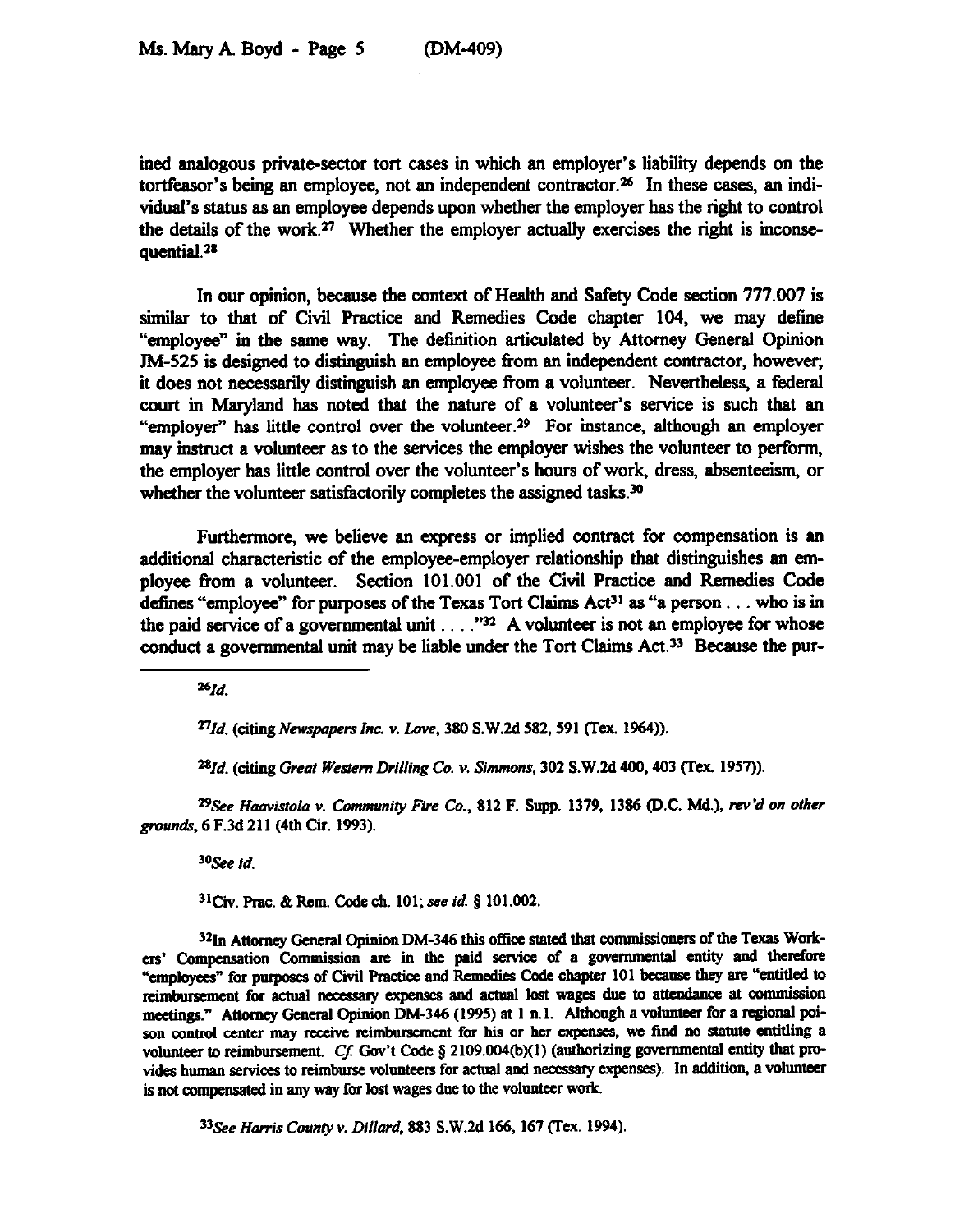ined analogous private-sector tort cases in which an employer's liability depends on the tortfeasor's being an employee, not an independent contractor.[26] In these cases, an individual's status as an employee depends upon whether the employer has the right to control the details of the work.[27] Whether the employer actually exercises the right is inconsequential.[28]

In our opinion, because the context of Health and Safety Code section 777.007 is similar to that of Civil Practice and Remedies Code chapter 104, we may define "employee" in the same way. The definition articulated by Attorney General Opinion JM-525 is designed to distinguish an employee from an independent contractor, however; it does not necessarily distinguish an employee from a volunteer. Nevertheless, a federal court in Maryland has noted that the nature of a volunteer's service is such that an "employer" has little control over the volunteer.[29] For instance, although an employer may instruct a volunteer as to the services the employer wishes the volunteer to perform, the employer has little control over the volunteer's hours of work, dress, absenteeism, or whether the volunteer satisfactorily completes the assigned tasks.[30]

Furthermore, we believe an express or implied contract for compensation is an additional characteristic of the employee-employer relationship that distinguishes an employee from a volunteer. Section 101.001 of the Civil Practice and Remedies Code defines "employee" for purposes of the Texas Tort Claims Act[31] as "a person . . . who is in the paid service of a governmental unit . . . ."[32] A volunteer is not an employee for whose conduct a governmental unit may be liable under the Tort Claims Act.[33] Because the pur-

---

[26] *Id.*

[27] *Id.* (citing *Newspapers Inc. v. Love*, 380 S.W.2d 582, 591 (Tex. 1964)).

[28] *Id.* (citing *Great Western Drilling Co. v. Simmons*, 302 S.W.2d 400, 403 (Tex. 1957)).

[29] *See Haavistola v. Community Fire Co.*, 812 F. Supp. 1379, 1386 (D.C. Md.), *rev'd on other grounds*, 6 F.3d 211 (4th Cir. 1993).

[30] *See id.*

[31] Civ. Prac. & Rem. Code ch. 101; *see id.* § 101.002.

[32] In Attorney General Opinion DM-346 this office stated that commissioners of the Texas Workers' Compensation Commission are in the paid service of a governmental entity and therefore "employees" for purposes of Civil Practice and Remedies Code chapter 101 because they are "entitled to reimbursement for actual necessary expenses and actual lost wages due to attendance at commission meetings." Attorney General Opinion DM-346 (1995) at 1 n.1. Although a volunteer for a regional poison control center may receive reimbursement for his or her expenses, we find no statute entitling a volunteer to reimbursement. *Cf.* Gov't Code § 2109.004(b)(1) (authorizing governmental entity that provides human services to reimburse volunteers for actual and necessary expenses). In addition, a volunteer is not compensated in any way for lost wages due to the volunteer work.

[33] *See Harris County v. Dillard*, 883 S.W.2d 166, 167 (Tex. 1994).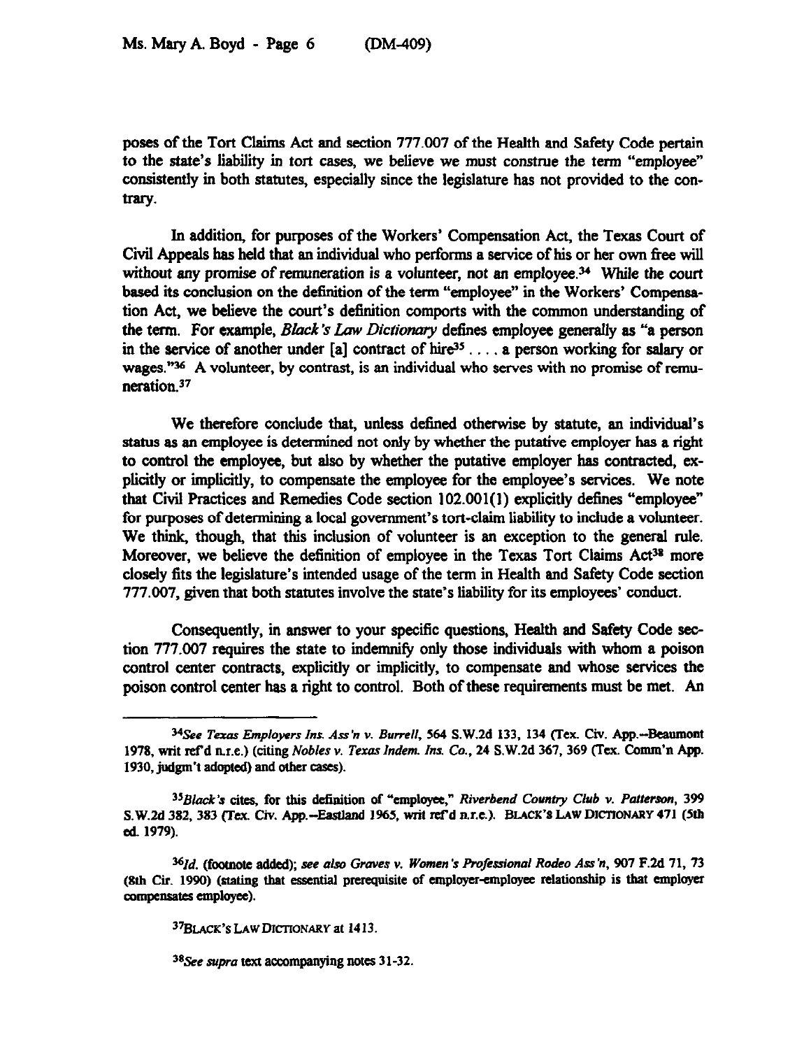poses of the Tort Claims Act and section 777.007 of the Health and Safety Code pertain to the state's liability in tort cases, we believe we must construe the term "employee" consistently in both statutes, especially since the legislature has not provided to the contrary.

In addition, for purposes of the Workers' Compensation Act, the Texas Court of Civil Appeals has held that an individual who performs a service of his or her own free will without any promise of remuneration is a volunteer, not an employee.[34] While the court based its conclusion on the definition of the term "employee" in the Workers' Compensation Act, we believe the court's definition comports with the common understanding of the term. For example, *Black's Law Dictionary* defines employee generally as "a person in the service of another under [a] contract of hire[35] . . . . a person working for salary or wages."[36] A volunteer, by contrast, is an individual who serves with no promise of remuneration.[37]

We therefore conclude that, unless defined otherwise by statute, an individual's status as an employee is determined not only by whether the putative employer has a right to control the employee, but also by whether the putative employer has contracted, explicitly or implicitly, to compensate the employee for the employee's services. We note that Civil Practices and Remedies Code section 102.001(1) explicitly defines "employee" for purposes of determining a local government's tort-claim liability to include a volunteer. We think, though, that this inclusion of volunteer is an exception to the general rule. Moreover, we believe the definition of employee in the Texas Tort Claims Act[38] more closely fits the legislature's intended usage of the term in Health and Safety Code section 777.007, given that both statutes involve the state's liability for its employees' conduct.

Consequently, in answer to your specific questions, Health and Safety Code section 777.007 requires the state to indemnify only those individuals with whom a poison control center contracts, explicitly or implicitly, to compensate and whose services the poison control center has a right to control. Both of these requirements must be met. An

---

[34]*See Texas Employers Ins. Ass'n v. Burrell*, 564 S.W.2d 133, 134 (Tex. Civ. App.--Beaumont 1978, writ ref'd n.r.e.) (citing *Nobles v. Texas Indem. Ins. Co.*, 24 S.W.2d 367, 369 (Tex. Comm'n App. 1930, judgm't adopted) and other cases).

[35]*Black's* cites, for this definition of "employee," *Riverbend Country Club v. Patterson*, 399 S.W.2d 382, 383 (Tex. Civ. App.--Eastland 1965, writ ref'd n.r.e.). BLACK'S LAW DICTIONARY 471 (5th ed. 1979).

[36]*Id.* (footnote added); *see also Graves v. Women's Professional Rodeo Ass'n*, 907 F.2d 71, 73 (8th Cir. 1990) (stating that essential prerequisite of employer-employee relationship is that employer compensates employee).

[37]BLACK'S LAW DICTIONARY at 1413.

[38]*See supra* text accompanying notes 31-32.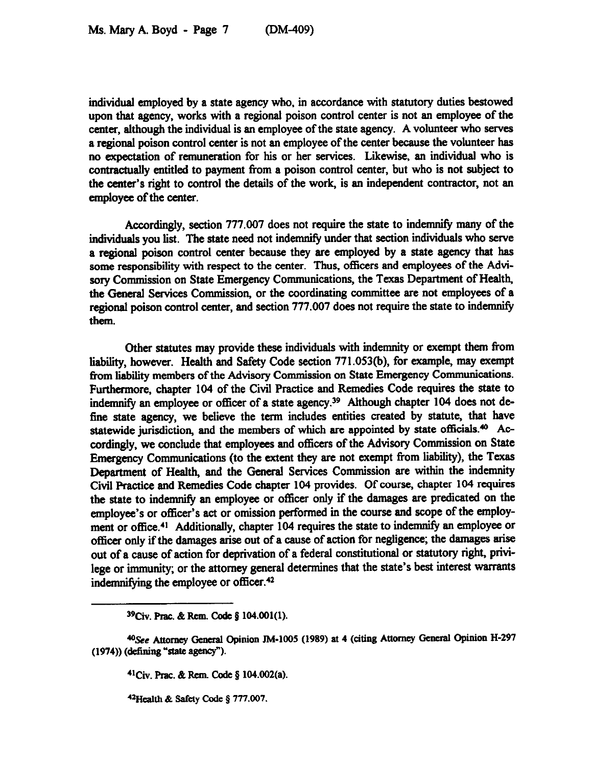individual employed by a state agency who, in accordance with statutory duties bestowed upon that agency, works with a regional poison control center is not an employee of the center, although the individual is an employee of the state agency. A volunteer who serves a regional poison control center is not an employee of the center because the volunteer has no expectation of remuneration for his or her services. Likewise, an individual who is contractually entitled to payment from a poison control center, but who is not subject to the center's right to control the details of the work, is an independent contractor, not an employee of the center.

Accordingly, section 777.007 does not require the state to indemnify many of the individuals you list. The state need not indemnify under that section individuals who serve a regional poison control center because they are employed by a state agency that has some responsibility with respect to the center. Thus, officers and employees of the Advisory Commission on State Emergency Communications, the Texas Department of Health, the General Services Commission, or the coordinating committee are not employees of a regional poison control center, and section 777.007 does not require the state to indemnify them.

Other statutes may provide these individuals with indemnity or exempt them from liability, however. Health and Safety Code section 771.053(b), for example, may exempt from liability members of the Advisory Commission on State Emergency Communications. Furthermore, chapter 104 of the Civil Practice and Remedies Code requires the state to indemnify an employee or officer of a state agency.[39] Although chapter 104 does not define state agency, we believe the term includes entities created by statute, that have statewide jurisdiction, and the members of which are appointed by state officials.[40] Accordingly, we conclude that employees and officers of the Advisory Commission on State Emergency Communications (to the extent they are not exempt from liability), the Texas Department of Health, and the General Services Commission are within the indemnity Civil Practice and Remedies Code chapter 104 provides. Of course, chapter 104 requires the state to indemnify an employee or officer only if the damages are predicated on the employee's or officer's act or omission performed in the course and scope of the employment or office.[41] Additionally, chapter 104 requires the state to indemnify an employee or officer only if the damages arise out of a cause of action for negligence; the damages arise out of a cause of action for deprivation of a federal constitutional or statutory right, privilege or immunity; or the attorney general determines that the state's best interest warrants indemnifying the employee or officer.[42]

---

[39] Civ. Prac. & Rem. Code § 104.001(1).

[40] *See* Attorney General Opinion JM-1005 (1989) at 4 (citing Attorney General Opinion H-297 (1974)) (defining "state agency").

[41] Civ. Prac. & Rem. Code § 104.002(a).

[42] Health & Safety Code § 777.007.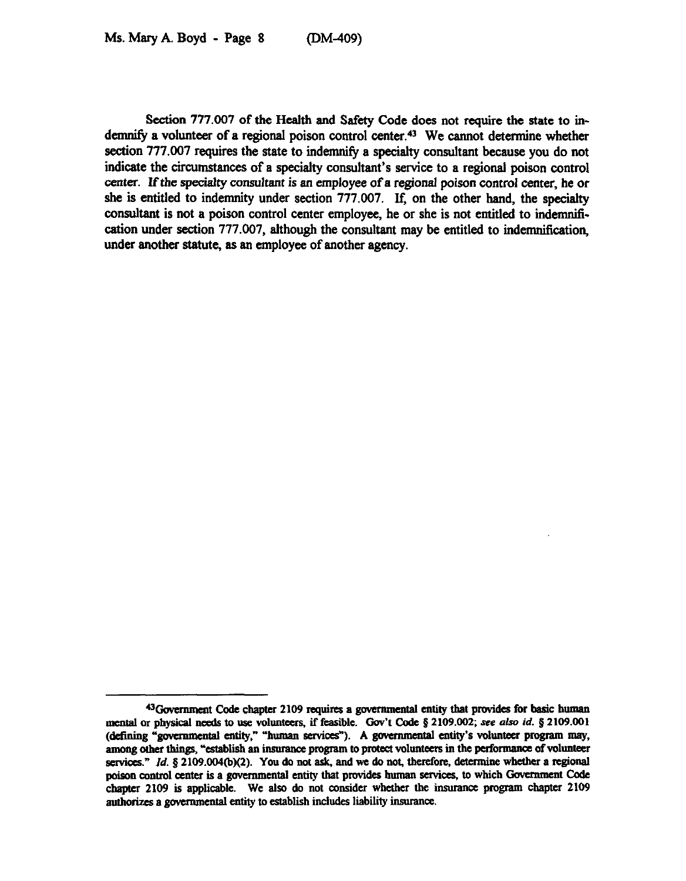Section 777.007 of the Health and Safety Code does not require the state to indemnify a volunteer of a regional poison control center.[43] We cannot determine whether section 777.007 requires the state to indemnify a specialty consultant because you do not indicate the circumstances of a specialty consultant's service to a regional poison control center. *If the specialty consultant is an employee of a regional poison control center*, he or she is entitled to indemnity under section 777.007. If, on the other hand, the specialty consultant is not a poison control center employee, he or she is not entitled to indemnification under section 777.007, although the consultant may be entitled to indemnification, under another statute, as an employee of another agency.

---

[43] Government Code chapter 2109 requires a governmental entity that provides for basic human mental or physical needs to use volunteers, if feasible. Gov't Code § 2109.002; *see also id.* § 2109.001 (defining "governmental entity," "human services"). A governmental entity's volunteer program may, among other things, "establish an insurance program to protect volunteers in the performance of volunteer services." *Id.* § 2109.004(b)(2). You do not ask, and we do not, therefore, determine whether a regional poison control center is a governmental entity that provides human services, to which Government Code chapter 2109 is applicable. We also do not consider whether the insurance program chapter 2109 authorizes a governmental entity to establish includes liability insurance.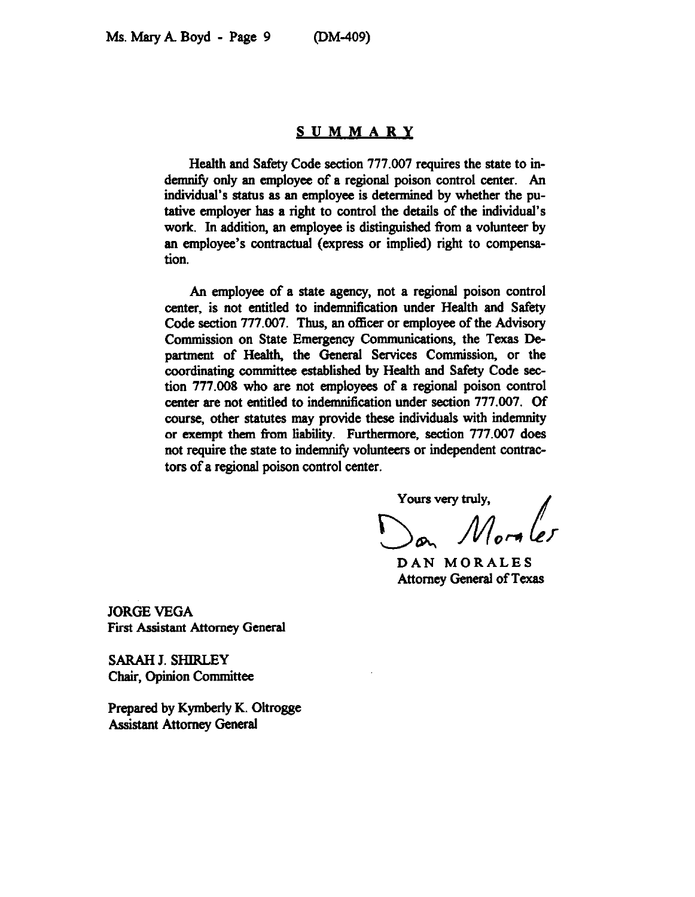## SUMMARY

Health and Safety Code section 777.007 requires the state to indemnify only an employee of a regional poison control center. An individual's status as an employee is determined by whether the putative employer has a right to control the details of the individual's work. In addition, an employee is distinguished from a volunteer by an employee's contractual (express or implied) right to compensation.

An employee of a state agency, not a regional poison control center, is not entitled to indemnification under Health and Safety Code section 777.007. Thus, an officer or employee of the Advisory Commission on State Emergency Communications, the Texas Department of Health, the General Services Commission, or the coordinating committee established by Health and Safety Code section 777.008 who are not employees of a regional poison control center are not entitled to indemnification under section 777.007. Of course, other statutes may provide these individuals with indemnity or exempt them from liability. Furthermore, section 777.007 does not require the state to indemnify volunteers or independent contractors of a regional poison control center.

Yours very truly,

Dan Morales

DAN MORALES
Attorney General of Texas

JORGE VEGA
First Assistant Attorney General

SARAH J. SHIRLEY
Chair, Opinion Committee

Prepared by Kymberly K. Oltrogge
Assistant Attorney General